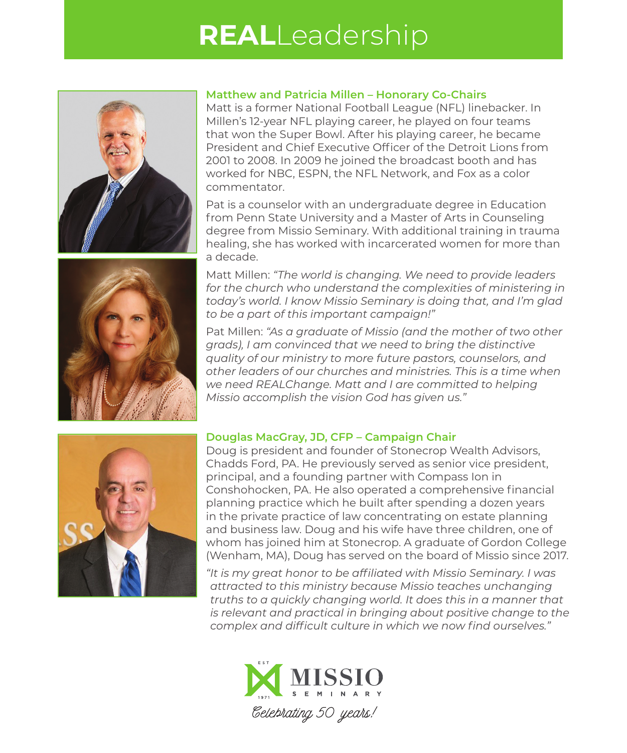# **REAL**Leadership

### Matthew and Patricia Millen – Honorary Co-Chairs

Matt is a former National Football League (NFL) linebacker. In Millen's 12-year NFL playing career, he played on four teams that won the Super Bowl. After his playing career, he became President and Chief Executive Officer of the Detroit Lions from 2001 to 2008. In 2009 he joined the broadcast booth and has worked for NBC, ESPN, the NFL Network, and Fox as a color commentator.

Pat is a counselor with an undergraduate degree in Education from Penn State University and a Master of Arts in Counseling degree from Missio Seminary. With additional training in trauma healing, she has worked with incarcerated women for more than a decade.

Matt Millen: *"The world is changing. We need to provide leaders for the church who understand the complexities of ministering in today's world. I know Missio Seminary is doing that, and I'm glad to be a part of this important campaign!"*

Pat Millen: *"As a graduate of Missio (and the mother of two other grads), I am convinced that we need to bring the distinctive quality of our ministry to more future pastors, counselors, and other leaders of our churches and ministries. This is a time when we need REALChange. Matt and I are committed to helping Missio accomplish the vision God has given us."*

### Douglas MacGray, JD, CFP – Campaign Chair

Doug is president and founder of Stonecrop Wealth Advisors, Chadds Ford, PA. He previously served as senior vice president, principal, and a founding partner with Compass Ion in Conshohocken, PA. He also operated a comprehensive financial planning practice which he built after spending a dozen years in the private practice of law concentrating on estate planning and business law. Doug and his wife have three children, one of whom has joined him at Stonecrop. A graduate of Gordon College (Wenham, MA), Doug has served on the board of Missio since 2017.

*"It is my great honor to be affiliated with Missio Seminary. I was attracted to this ministry because Missio teaches unchanging truths to a quickly changing world. It does this in a manner that is relevant and practical in bringing about positive change to the complex and difficult culture in which we now find ourselves."*

EST 1971 MISSIO SEMINARY

*Celebrating 50 years!*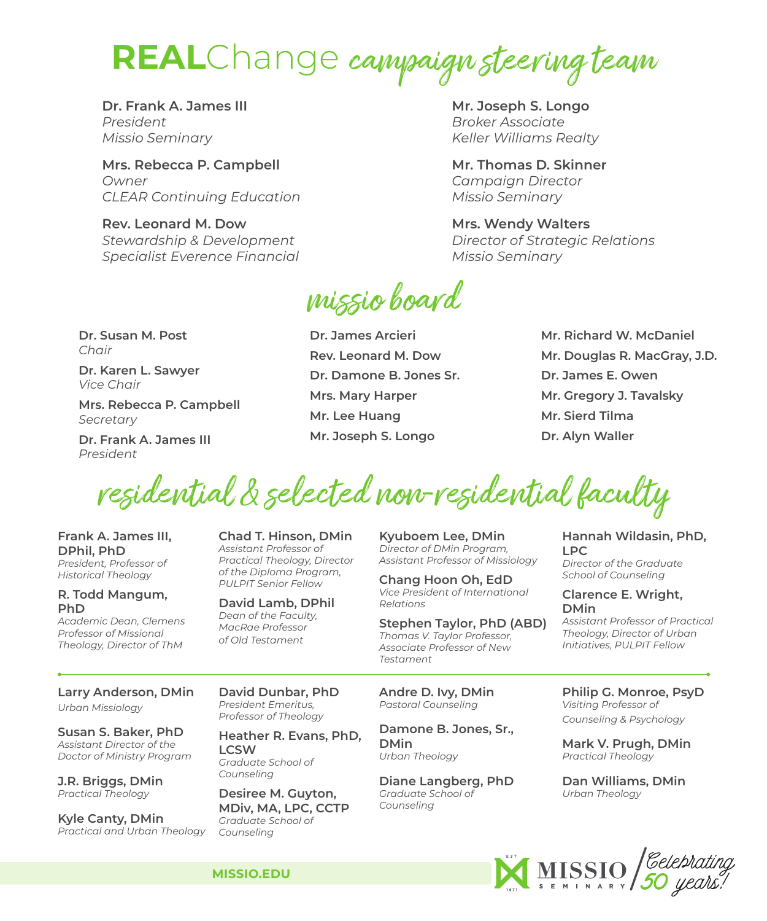# REALChange campaign steering team

**Dr. Frank A. James III**
*President*
*Missio Seminary*

**Mrs. Rebecca P. Campbell**
*Owner*
*CLEAR Continuing Education*

**Rev. Leonard M. Dow**
*Stewardship & Development Specialist Everence Financial*

**Mr. Joseph S. Longo**
*Broker Associate*
*Keller Williams Realty*

**Mr. Thomas D. Skinner**
*Campaign Director*
*Missio Seminary*

**Mrs. Wendy Walters**
*Director of Strategic Relations*
*Missio Seminary*

## missio board

**Dr. Susan M. Post**
*Chair*

**Dr. Karen L. Sawyer**
*Vice Chair*

**Mrs. Rebecca P. Campbell**
*Secretary*

**Dr. Frank A. James III**
*President*

**Dr. James Arcieri**
**Rev. Leonard M. Dow**
**Dr. Damone B. Jones Sr.**
**Mrs. Mary Harper**
**Mr. Lee Huang**
**Mr. Joseph S. Longo**

**Mr. Richard W. McDaniel**
**Mr. Douglas R. MacGray, J.D.**
**Dr. James E. Owen**
**Mr. Gregory J. Tavalsky**
**Mr. Sierd Tilma**
**Dr. Alyn Waller**

## residential & selected non-residential faculty

**Frank A. James III, DPhil, PhD**
*President, Professor of Historical Theology*

**R. Todd Mangum, PhD**
*Academic Dean, Clemens Professor of Missional Theology, Director of ThM*

**Chad T. Hinson, DMin**
*Assistant Professor of Practical Theology, Director of the Diploma Program, PULPIT Senior Fellow*

**David Lamb, DPhil**
*Dean of the Faculty, MacRae Professor of Old Testament*

**Kyuboem Lee, DMin**
*Director of DMin Program, Assistant Professor of Missiology*

**Chang Hoon Oh, EdD**
*Vice President of International Relations*

**Stephen Taylor, PhD (ABD)**
*Thomas V. Taylor Professor, Associate Professor of New Testament*

**Hannah Wildasin, PhD, LPC**
*Director of the Graduate School of Counseling*

**Clarence E. Wright, DMin**
*Assistant Professor of Practical Theology, Director of Urban Initiatives, PULPIT Fellow*

---

**Larry Anderson, DMin**
*Urban Missiology*

**Susan S. Baker, PhD**
*Assistant Director of the Doctor of Ministry Program*

**J.R. Briggs, DMin**
*Practical Theology*

**Kyle Canty, DMin**
*Practical and Urban Theology*

**David Dunbar, PhD**
*President Emeritus, Professor of Theology*

**Heather R. Evans, PhD, LCSW**
*Graduate School of Counseling*

**Desiree M. Guyton, MDiv, MA, LPC, CCTP**
*Graduate School of Counseling*

**Andre D. Ivy, DMin**
*Pastoral Counseling*

**Damone B. Jones, Sr., DMin**
*Urban Theology*

**Diane Langberg, PhD**
*Graduate School of Counseling*

**Philip G. Monroe, PsyD**
*Visiting Professor of Counseling & Psychology*

**Mark V. Prugh, DMin**
*Practical Theology*

**Dan Williams, DMin**
*Urban Theology*

MISSIO.EDU

EST 1971 MISSIO SEMINARY / Celebrating 50 years!